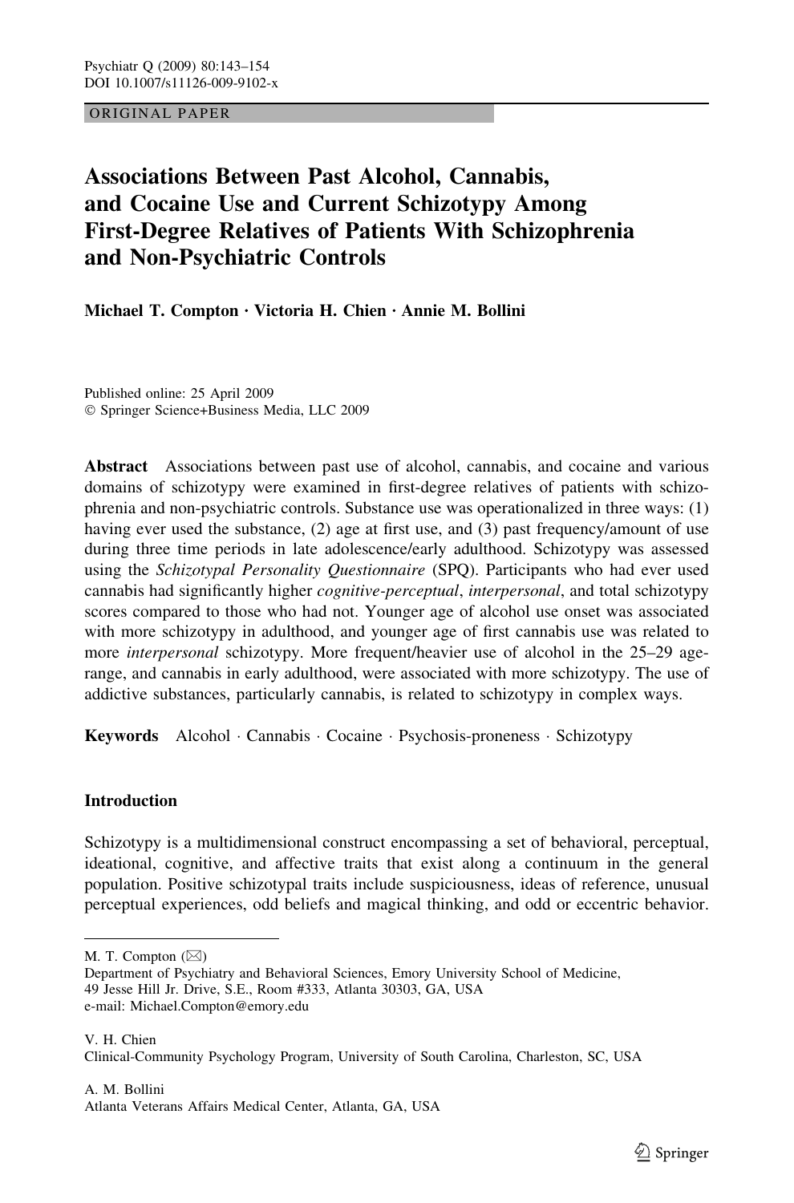ORIGINAL PAPER

# Associations Between Past Alcohol, Cannabis, and Cocaine Use and Current Schizotypy Among First-Degree Relatives of Patients With Schizophrenia and Non-Psychiatric Controls

**Michael T. Compton · Victoria H. Chien · Annie M. Bollini**

Published online: 25 April 2009
© Springer Science+Business Media, LLC 2009

**Abstract** Associations between past use of alcohol, cannabis, and cocaine and various domains of schizotypy were examined in first-degree relatives of patients with schizophrenia and non-psychiatric controls. Substance use was operationalized in three ways: (1) having ever used the substance, (2) age at first use, and (3) past frequency/amount of use during three time periods in late adolescence/early adulthood. Schizotypy was assessed using the *Schizotypal Personality Questionnaire* (SPQ). Participants who had ever used cannabis had significantly higher *cognitive-perceptual*, *interpersonal*, and total schizotypy scores compared to those who had not. Younger age of alcohol use onset was associated with more schizotypy in adulthood, and younger age of first cannabis use was related to more *interpersonal* schizotypy. More frequent/heavier use of alcohol in the 25–29 age-range, and cannabis in early adulthood, were associated with more schizotypy. The use of addictive substances, particularly cannabis, is related to schizotypy in complex ways.

**Keywords** Alcohol · Cannabis · Cocaine · Psychosis-proneness · Schizotypy

## Introduction

Schizotypy is a multidimensional construct encompassing a set of behavioral, perceptual, ideational, cognitive, and affective traits that exist along a continuum in the general population. Positive schizotypal traits include suspiciousness, ideas of reference, unusual perceptual experiences, odd beliefs and magical thinking, and odd or eccentric behavior.

---

M. T. Compton (✉)
Department of Psychiatry and Behavioral Sciences, Emory University School of Medicine, 49 Jesse Hill Jr. Drive, S.E., Room #333, Atlanta 30303, GA, USA
e-mail: Michael.Compton@emory.edu

V. H. Chien
Clinical-Community Psychology Program, University of South Carolina, Charleston, SC, USA

A. M. Bollini
Atlanta Veterans Affairs Medical Center, Atlanta, GA, USA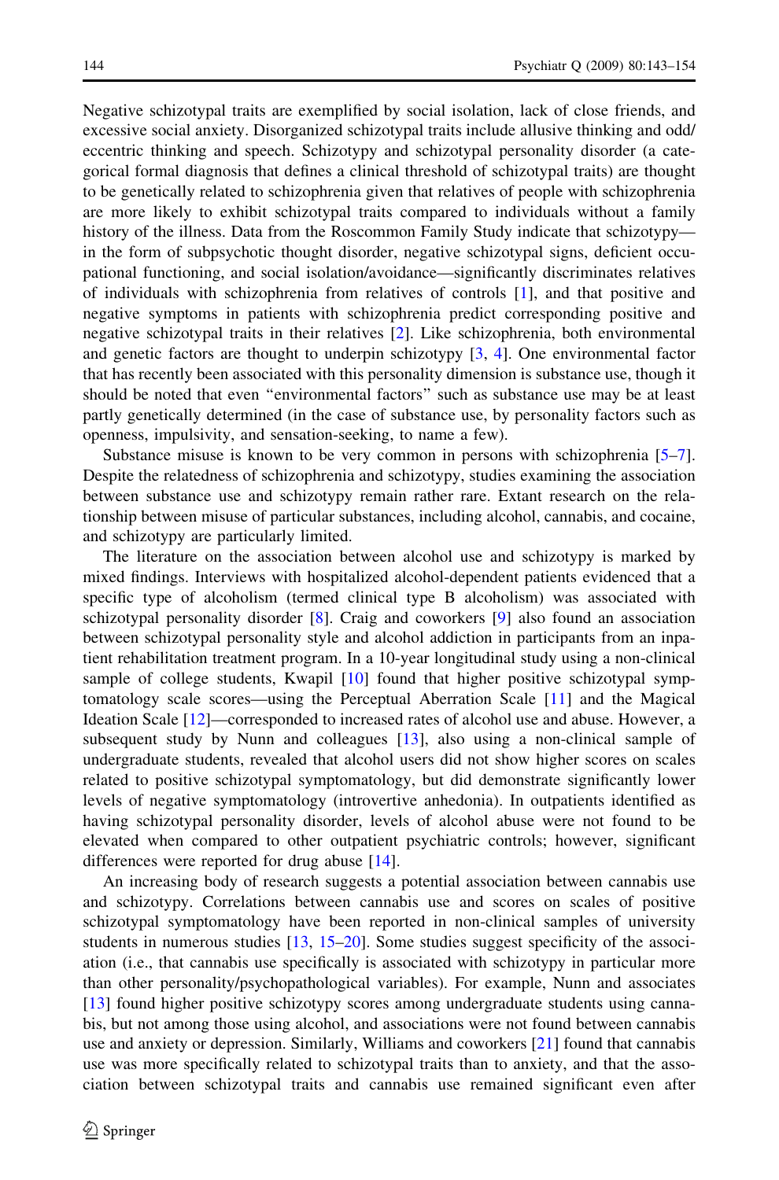Negative schizotypal traits are exemplified by social isolation, lack of close friends, and excessive social anxiety. Disorganized schizotypal traits include allusive thinking and odd/eccentric thinking and speech. Schizotypy and schizotypal personality disorder (a categorical formal diagnosis that defines a clinical threshold of schizotypal traits) are thought to be genetically related to schizophrenia given that relatives of people with schizophrenia are more likely to exhibit schizotypal traits compared to individuals without a family history of the illness. Data from the Roscommon Family Study indicate that schizotypy—in the form of subpsychotic thought disorder, negative schizotypal signs, deficient occupational functioning, and social isolation/avoidance—significantly discriminates relatives of individuals with schizophrenia from relatives of controls [1], and that positive and negative symptoms in patients with schizophrenia predict corresponding positive and negative schizotypal traits in their relatives [2]. Like schizophrenia, both environmental and genetic factors are thought to underpin schizotypy [3, 4]. One environmental factor that has recently been associated with this personality dimension is substance use, though it should be noted that even "environmental factors" such as substance use may be at least partly genetically determined (in the case of substance use, by personality factors such as openness, impulsivity, and sensation-seeking, to name a few).

Substance misuse is known to be very common in persons with schizophrenia [5–7]. Despite the relatedness of schizophrenia and schizotypy, studies examining the association between substance use and schizotypy remain rather rare. Extant research on the relationship between misuse of particular substances, including alcohol, cannabis, and cocaine, and schizotypy are particularly limited.

The literature on the association between alcohol use and schizotypy is marked by mixed findings. Interviews with hospitalized alcohol-dependent patients evidenced that a specific type of alcoholism (termed clinical type B alcoholism) was associated with schizotypal personality disorder [8]. Craig and coworkers [9] also found an association between schizotypal personality style and alcohol addiction in participants from an inpatient rehabilitation treatment program. In a 10-year longitudinal study using a non-clinical sample of college students, Kwapil [10] found that higher positive schizotypal symptomatology scale scores—using the Perceptual Aberration Scale [11] and the Magical Ideation Scale [12]—corresponded to increased rates of alcohol use and abuse. However, a subsequent study by Nunn and colleagues [13], also using a non-clinical sample of undergraduate students, revealed that alcohol users did not show higher scores on scales related to positive schizotypal symptomatology, but did demonstrate significantly lower levels of negative symptomatology (introvertive anhedonia). In outpatients identified as having schizotypal personality disorder, levels of alcohol abuse were not found to be elevated when compared to other outpatient psychiatric controls; however, significant differences were reported for drug abuse [14].

An increasing body of research suggests a potential association between cannabis use and schizotypy. Correlations between cannabis use and scores on scales of positive schizotypal symptomatology have been reported in non-clinical samples of university students in numerous studies [13, 15–20]. Some studies suggest specificity of the association (i.e., that cannabis use specifically is associated with schizotypy in particular more than other personality/psychopathological variables). For example, Nunn and associates [13] found higher positive schizotypy scores among undergraduate students using cannabis, but not among those using alcohol, and associations were not found between cannabis use and anxiety or depression. Similarly, Williams and coworkers [21] found that cannabis use was more specifically related to schizotypal traits than to anxiety, and that the association between schizotypal traits and cannabis use remained significant even after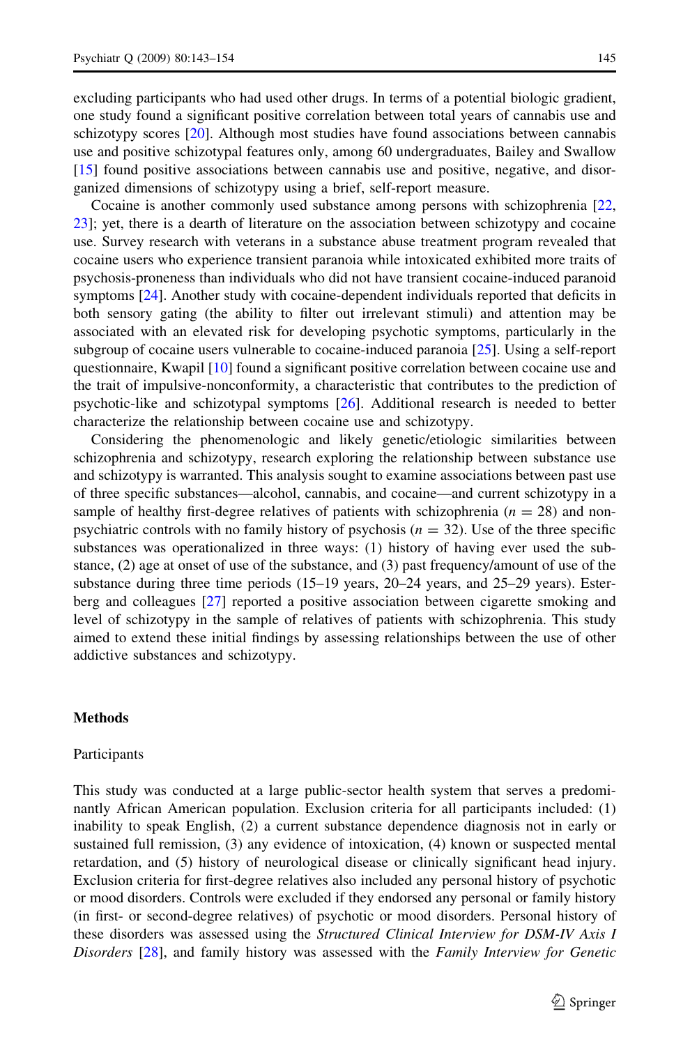excluding participants who had used other drugs. In terms of a potential biologic gradient, one study found a significant positive correlation between total years of cannabis use and schizotypy scores [20]. Although most studies have found associations between cannabis use and positive schizotypal features only, among 60 undergraduates, Bailey and Swallow [15] found positive associations between cannabis use and positive, negative, and disorganized dimensions of schizotypy using a brief, self-report measure.

Cocaine is another commonly used substance among persons with schizophrenia [22, 23]; yet, there is a dearth of literature on the association between schizotypy and cocaine use. Survey research with veterans in a substance abuse treatment program revealed that cocaine users who experience transient paranoia while intoxicated exhibited more traits of psychosis-proneness than individuals who did not have transient cocaine-induced paranoid symptoms [24]. Another study with cocaine-dependent individuals reported that deficits in both sensory gating (the ability to filter out irrelevant stimuli) and attention may be associated with an elevated risk for developing psychotic symptoms, particularly in the subgroup of cocaine users vulnerable to cocaine-induced paranoia [25]. Using a self-report questionnaire, Kwapil [10] found a significant positive correlation between cocaine use and the trait of impulsive-nonconformity, a characteristic that contributes to the prediction of psychotic-like and schizotypal symptoms [26]. Additional research is needed to better characterize the relationship between cocaine use and schizotypy.

Considering the phenomenologic and likely genetic/etiologic similarities between schizophrenia and schizotypy, research exploring the relationship between substance use and schizotypy is warranted. This analysis sought to examine associations between past use of three specific substances—alcohol, cannabis, and cocaine—and current schizotypy in a sample of healthy first-degree relatives of patients with schizophrenia ($n = 28$) and non-psychiatric controls with no family history of psychosis ($n = 32$). Use of the three specific substances was operationalized in three ways: (1) history of having ever used the substance, (2) age at onset of use of the substance, and (3) past frequency/amount of use of the substance during three time periods (15–19 years, 20–24 years, and 25–29 years). Esterberg and colleagues [27] reported a positive association between cigarette smoking and level of schizotypy in the sample of relatives of patients with schizophrenia. This study aimed to extend these initial findings by assessing relationships between the use of other addictive substances and schizotypy.

## Methods

### Participants

This study was conducted at a large public-sector health system that serves a predominantly African American population. Exclusion criteria for all participants included: (1) inability to speak English, (2) a current substance dependence diagnosis not in early or sustained full remission, (3) any evidence of intoxication, (4) known or suspected mental retardation, and (5) history of neurological disease or clinically significant head injury. Exclusion criteria for first-degree relatives also included any personal history of psychotic or mood disorders. Controls were excluded if they endorsed any personal or family history (in first- or second-degree relatives) of psychotic or mood disorders. Personal history of these disorders was assessed using the *Structured Clinical Interview for DSM-IV Axis I Disorders* [28], and family history was assessed with the *Family Interview for Genetic*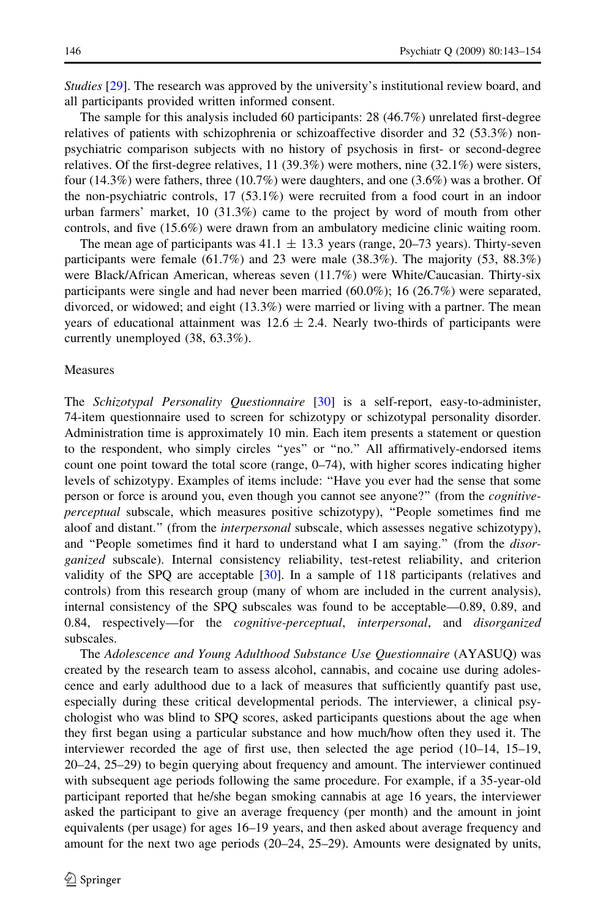*Studies* [29]. The research was approved by the university's institutional review board, and all participants provided written informed consent.

The sample for this analysis included 60 participants: 28 (46.7%) unrelated first-degree relatives of patients with schizophrenia or schizoaffective disorder and 32 (53.3%) non-psychiatric comparison subjects with no history of psychosis in first- or second-degree relatives. Of the first-degree relatives, 11 (39.3%) were mothers, nine (32.1%) were sisters, four (14.3%) were fathers, three (10.7%) were daughters, and one (3.6%) was a brother. Of the non-psychiatric controls, 17 (53.1%) were recruited from a food court in an indoor urban farmers' market, 10 (31.3%) came to the project by word of mouth from other controls, and five (15.6%) were drawn from an ambulatory medicine clinic waiting room.

The mean age of participants was $41.1 \pm 13.3$ years (range, 20–73 years). Thirty-seven participants were female (61.7%) and 23 were male (38.3%). The majority (53, 88.3%) were Black/African American, whereas seven (11.7%) were White/Caucasian. Thirty-six participants were single and had never been married (60.0%); 16 (26.7%) were separated, divorced, or widowed; and eight (13.3%) were married or living with a partner. The mean years of educational attainment was $12.6 \pm 2.4$. Nearly two-thirds of participants were currently unemployed (38, 63.3%).

## Measures

The *Schizotypal Personality Questionnaire* [30] is a self-report, easy-to-administer, 74-item questionnaire used to screen for schizotypy or schizotypal personality disorder. Administration time is approximately 10 min. Each item presents a statement or question to the respondent, who simply circles "yes" or "no." All affirmatively-endorsed items count one point toward the total score (range, 0–74), with higher scores indicating higher levels of schizotypy. Examples of items include: "Have you ever had the sense that some person or force is around you, even though you cannot see anyone?" (from the *cognitive-perceptual* subscale, which measures positive schizotypy), "People sometimes find me aloof and distant." (from the *interpersonal* subscale, which assesses negative schizotypy), and "People sometimes find it hard to understand what I am saying." (from the *disorganized* subscale). Internal consistency reliability, test-retest reliability, and criterion validity of the SPQ are acceptable [30]. In a sample of 118 participants (relatives and controls) from this research group (many of whom are included in the current analysis), internal consistency of the SPQ subscales was found to be acceptable—0.89, 0.89, and 0.84, respectively—for the *cognitive-perceptual*, *interpersonal*, and *disorganized* subscales.

The *Adolescence and Young Adulthood Substance Use Questionnaire* (AYASUQ) was created by the research team to assess alcohol, cannabis, and cocaine use during adolescence and early adulthood due to a lack of measures that sufficiently quantify past use, especially during these critical developmental periods. The interviewer, a clinical psychologist who was blind to SPQ scores, asked participants questions about the age when they first began using a particular substance and how much/how often they used it. The interviewer recorded the age of first use, then selected the age period (10–14, 15–19, 20–24, 25–29) to begin querying about frequency and amount. The interviewer continued with subsequent age periods following the same procedure. For example, if a 35-year-old participant reported that he/she began smoking cannabis at age 16 years, the interviewer asked the participant to give an average frequency (per month) and the amount in joint equivalents (per usage) for ages 16–19 years, and then asked about average frequency and amount for the next two age periods (20–24, 25–29). Amounts were designated by units,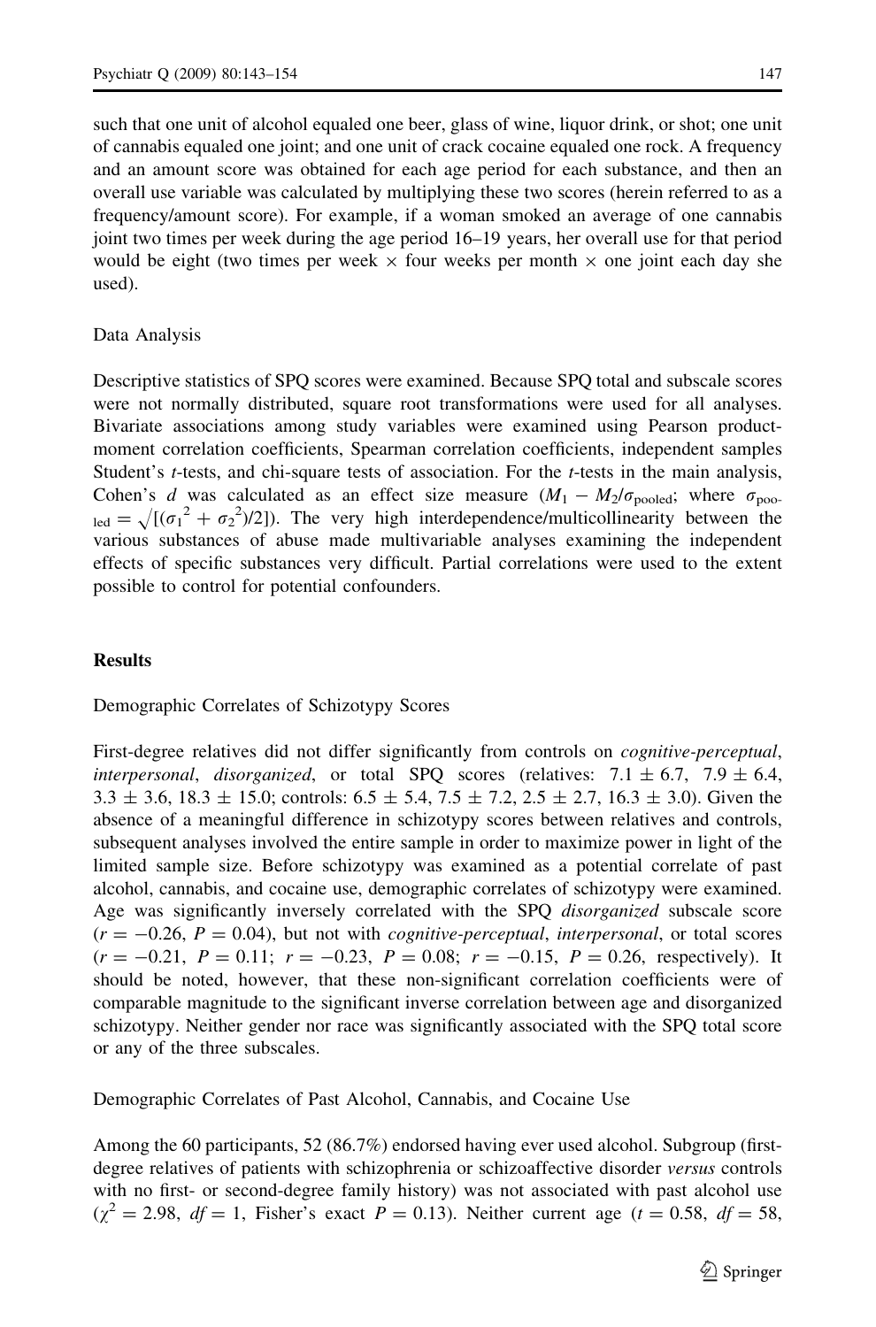such that one unit of alcohol equaled one beer, glass of wine, liquor drink, or shot; one unit of cannabis equaled one joint; and one unit of crack cocaine equaled one rock. A frequency and an amount score was obtained for each age period for each substance, and then an overall use variable was calculated by multiplying these two scores (herein referred to as a frequency/amount score). For example, if a woman smoked an average of one cannabis joint two times per week during the age period 16–19 years, her overall use for that period would be eight (two times per week × four weeks per month × one joint each day she used).

## Data Analysis

Descriptive statistics of SPQ scores were examined. Because SPQ total and subscale scores were not normally distributed, square root transformations were used for all analyses. Bivariate associations among study variables were examined using Pearson product-moment correlation coefficients, Spearman correlation coefficients, independent samples Student's *t*-tests, and chi-square tests of association. For the *t*-tests in the main analysis, Cohen's *d* was calculated as an effect size measure ($M_1 - M_2/\sigma_{\text{pooled}}$; where $\sigma_{\text{pooled}} = \sqrt{[(\sigma_1^2 + \sigma_2^2)/2]}$). The very high interdependence/multicollinearity between the various substances of abuse made multivariable analyses examining the independent effects of specific substances very difficult. Partial correlations were used to the extent possible to control for potential confounders.

# Results

## Demographic Correlates of Schizotypy Scores

First-degree relatives did not differ significantly from controls on *cognitive-perceptual*, *interpersonal*, *disorganized*, or total SPQ scores (relatives: 7.1 ± 6.7, 7.9 ± 6.4, 3.3 ± 3.6, 18.3 ± 15.0; controls: 6.5 ± 5.4, 7.5 ± 7.2, 2.5 ± 2.7, 16.3 ± 3.0). Given the absence of a meaningful difference in schizotypy scores between relatives and controls, subsequent analyses involved the entire sample in order to maximize power in light of the limited sample size. Before schizotypy was examined as a potential correlate of past alcohol, cannabis, and cocaine use, demographic correlates of schizotypy were examined. Age was significantly inversely correlated with the SPQ *disorganized* subscale score ($r = -0.26$, $P = 0.04$), but not with *cognitive-perceptual*, *interpersonal*, or total scores ($r = -0.21$, $P = 0.11$; $r = -0.23$, $P = 0.08$; $r = -0.15$, $P = 0.26$, respectively). It should be noted, however, that these non-significant correlation coefficients were of comparable magnitude to the significant inverse correlation between age and disorganized schizotypy. Neither gender nor race was significantly associated with the SPQ total score or any of the three subscales.

## Demographic Correlates of Past Alcohol, Cannabis, and Cocaine Use

Among the 60 participants, 52 (86.7%) endorsed having ever used alcohol. Subgroup (first-degree relatives of patients with schizophrenia or schizoaffective disorder *versus* controls with no first- or second-degree family history) was not associated with past alcohol use ($\chi^2 = 2.98$, $df = 1$, Fisher's exact $P = 0.13$). Neither current age ($t = 0.58$, $df = 58$,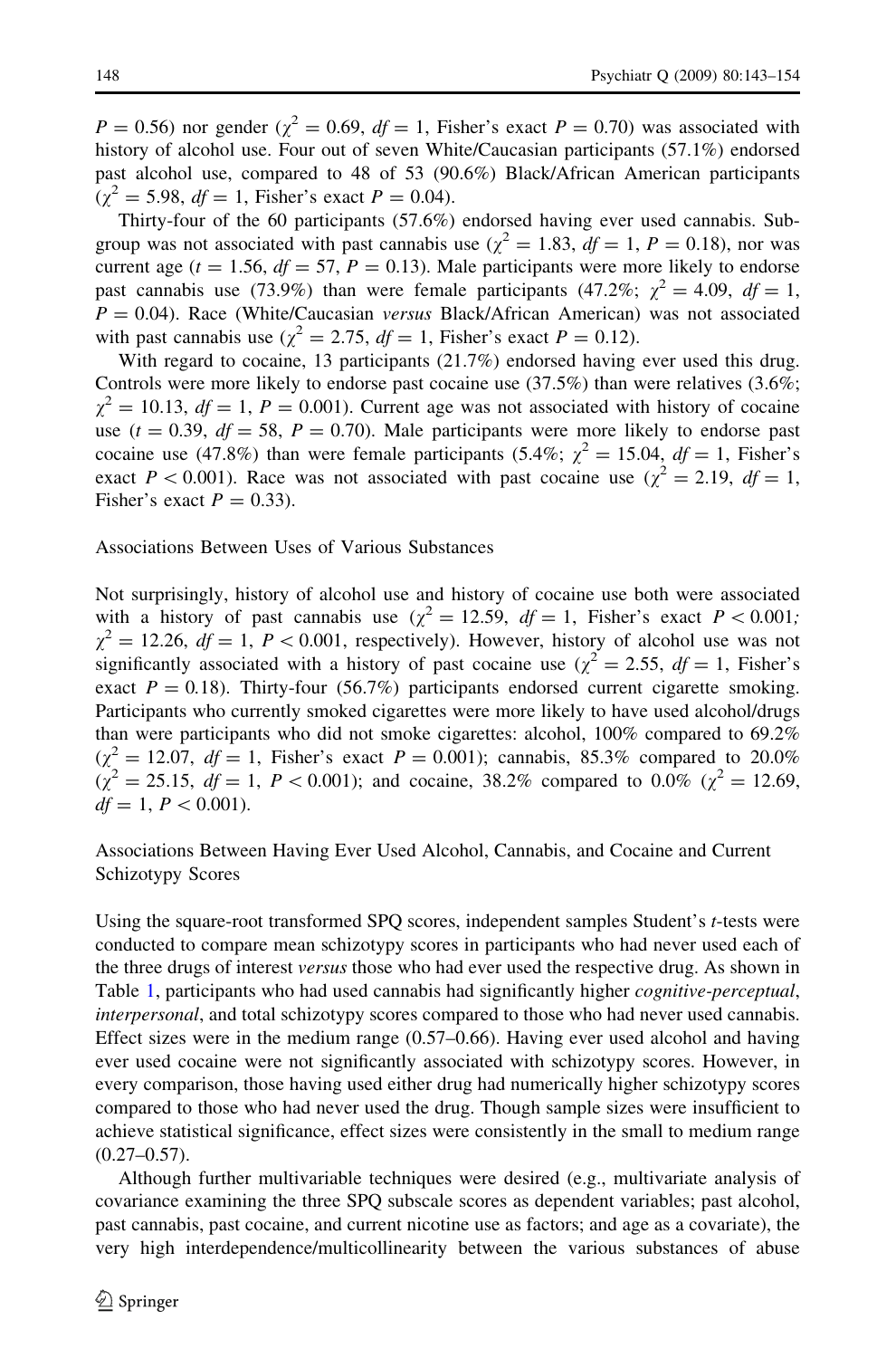$P = 0.56$) nor gender ($\chi^2 = 0.69$, $df = 1$, Fisher's exact $P = 0.70$) was associated with history of alcohol use. Four out of seven White/Caucasian participants (57.1%) endorsed past alcohol use, compared to 48 of 53 (90.6%) Black/African American participants ($\chi^2 = 5.98$, $df = 1$, Fisher's exact $P = 0.04$).

Thirty-four of the 60 participants (57.6%) endorsed having ever used cannabis. Subgroup was not associated with past cannabis use ($\chi^2 = 1.83$, $df = 1$, $P = 0.18$), nor was current age ($t = 1.56$, $df = 57$, $P = 0.13$). Male participants were more likely to endorse past cannabis use (73.9%) than were female participants (47.2%; $\chi^2 = 4.09$, $df = 1$, $P = 0.04$). Race (White/Caucasian *versus* Black/African American) was not associated with past cannabis use ($\chi^2 = 2.75$, $df = 1$, Fisher's exact $P = 0.12$).

With regard to cocaine, 13 participants (21.7%) endorsed having ever used this drug. Controls were more likely to endorse past cocaine use (37.5%) than were relatives (3.6%; $\chi^2 = 10.13$, $df = 1$, $P = 0.001$). Current age was not associated with history of cocaine use ($t = 0.39$, $df = 58$, $P = 0.70$). Male participants were more likely to endorse past cocaine use (47.8%) than were female participants (5.4%; $\chi^2 = 15.04$, $df = 1$, Fisher's exact $P < 0.001$). Race was not associated with past cocaine use ($\chi^2 = 2.19$, $df = 1$, Fisher's exact $P = 0.33$).

## Associations Between Uses of Various Substances

Not surprisingly, history of alcohol use and history of cocaine use both were associated with a history of past cannabis use ($\chi^2 = 12.59$, $df = 1$, Fisher's exact $P < 0.001$; $\chi^2 = 12.26$, $df = 1$, $P < 0.001$, respectively). However, history of alcohol use was not significantly associated with a history of past cocaine use ($\chi^2 = 2.55$, $df = 1$, Fisher's exact $P = 0.18$). Thirty-four (56.7%) participants endorsed current cigarette smoking. Participants who currently smoked cigarettes were more likely to have used alcohol/drugs than were participants who did not smoke cigarettes: alcohol, 100% compared to 69.2% ($\chi^2 = 12.07$, $df = 1$, Fisher's exact $P = 0.001$); cannabis, 85.3% compared to 20.0% ($\chi^2 = 25.15$, $df = 1$, $P < 0.001$); and cocaine, 38.2% compared to 0.0% ($\chi^2 = 12.69$, $df = 1$, $P < 0.001$).

## Associations Between Having Ever Used Alcohol, Cannabis, and Cocaine and Current Schizotypy Scores

Using the square-root transformed SPQ scores, independent samples Student's *t*-tests were conducted to compare mean schizotypy scores in participants who had never used each of the three drugs of interest *versus* those who had ever used the respective drug. As shown in Table 1, participants who had used cannabis had significantly higher *cognitive-perceptual*, *interpersonal*, and total schizotypy scores compared to those who had never used cannabis. Effect sizes were in the medium range (0.57–0.66). Having ever used alcohol and having ever used cocaine were not significantly associated with schizotypy scores. However, in every comparison, those having used either drug had numerically higher schizotypy scores compared to those who had never used the drug. Though sample sizes were insufficient to achieve statistical significance, effect sizes were consistently in the small to medium range (0.27–0.57).

Although further multivariable techniques were desired (e.g., multivariate analysis of covariance examining the three SPQ subscale scores as dependent variables; past alcohol, past cannabis, past cocaine, and current nicotine use as factors; and age as a covariate), the very high interdependence/multicollinearity between the various substances of abuse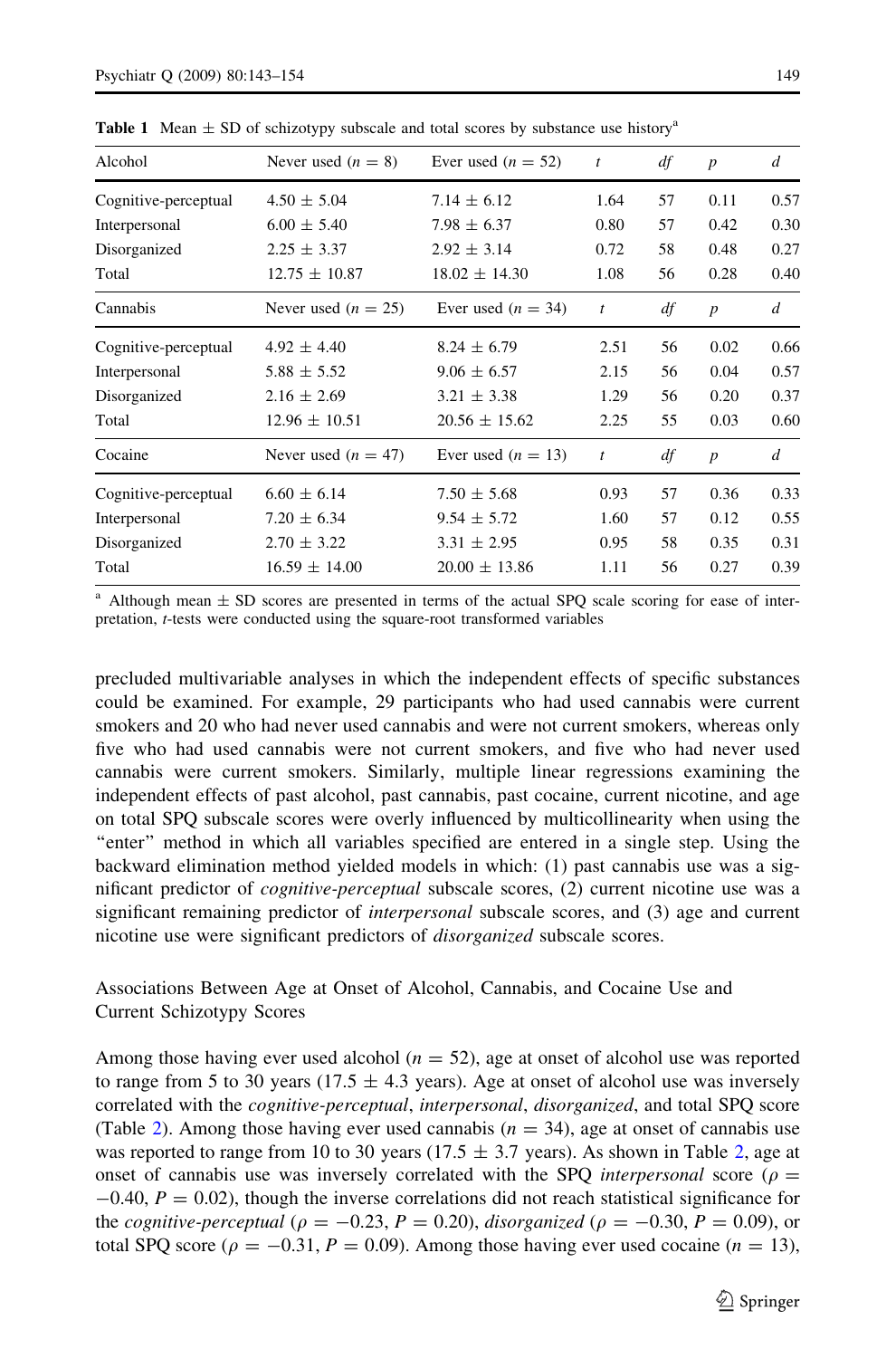**Table 1** Mean ± SD of schizotypy subscale and total scores by substance use history[a]

| Alcohol | Never used ($n = 8$) | Ever used ($n = 52$) | $t$ | $df$ | $p$ | $d$ |
|---|---|---|---|---|---|---|
| Cognitive-perceptual | 4.50 ± 5.04 | 7.14 ± 6.12 | 1.64 | 57 | 0.11 | 0.57 |
| Interpersonal | 6.00 ± 5.40 | 7.98 ± 6.37 | 0.80 | 57 | 0.42 | 0.30 |
| Disorganized | 2.25 ± 3.37 | 2.92 ± 3.14 | 0.72 | 58 | 0.48 | 0.27 |
| Total | 12.75 ± 10.87 | 18.02 ± 14.30 | 1.08 | 56 | 0.28 | 0.40 |
| **Cannabis** | **Never used ($n = 25$)** | **Ever used ($n = 34$)** | $t$ | $df$ | $p$ | $d$ |
| Cognitive-perceptual | 4.92 ± 4.40 | 8.24 ± 6.79 | 2.51 | 56 | 0.02 | 0.66 |
| Interpersonal | 5.88 ± 5.52 | 9.06 ± 6.57 | 2.15 | 56 | 0.04 | 0.57 |
| Disorganized | 2.16 ± 2.69 | 3.21 ± 3.38 | 1.29 | 56 | 0.20 | 0.37 |
| Total | 12.96 ± 10.51 | 20.56 ± 15.62 | 2.25 | 55 | 0.03 | 0.60 |
| **Cocaine** | **Never used ($n = 47$)** | **Ever used ($n = 13$)** | $t$ | $df$ | $p$ | $d$ |
| Cognitive-perceptual | 6.60 ± 6.14 | 7.50 ± 5.68 | 0.93 | 57 | 0.36 | 0.33 |
| Interpersonal | 7.20 ± 6.34 | 9.54 ± 5.72 | 1.60 | 57 | 0.12 | 0.55 |
| Disorganized | 2.70 ± 3.22 | 3.31 ± 2.95 | 0.95 | 58 | 0.35 | 0.31 |
| Total | 16.59 ± 14.00 | 20.00 ± 13.86 | 1.11 | 56 | 0.27 | 0.39 |

[a] Although mean ± SD scores are presented in terms of the actual SPQ scale scoring for ease of interpretation, $t$-tests were conducted using the square-root transformed variables

precluded multivariable analyses in which the independent effects of specific substances could be examined. For example, 29 participants who had used cannabis were current smokers and 20 who had never used cannabis and were not current smokers, whereas only five who had used cannabis were not current smokers, and five who had never used cannabis were current smokers. Similarly, multiple linear regressions examining the independent effects of past alcohol, past cannabis, past cocaine, current nicotine, and age on total SPQ subscale scores were overly influenced by multicollinearity when using the "enter" method in which all variables specified are entered in a single step. Using the backward elimination method yielded models in which: (1) past cannabis use was a significant predictor of *cognitive-perceptual* subscale scores, (2) current nicotine use was a significant remaining predictor of *interpersonal* subscale scores, and (3) age and current nicotine use were significant predictors of *disorganized* subscale scores.

## Associations Between Age at Onset of Alcohol, Cannabis, and Cocaine Use and Current Schizotypy Scores

Among those having ever used alcohol ($n = 52$), age at onset of alcohol use was reported to range from 5 to 30 years (17.5 ± 4.3 years). Age at onset of alcohol use was inversely correlated with the *cognitive-perceptual*, *interpersonal*, *disorganized*, and total SPQ score (Table 2). Among those having ever used cannabis ($n = 34$), age at onset of cannabis use was reported to range from 10 to 30 years (17.5 ± 3.7 years). As shown in Table 2, age at onset of cannabis use was inversely correlated with the SPQ *interpersonal* score ($\rho = -0.40$, $P = 0.02$), though the inverse correlations did not reach statistical significance for the *cognitive-perceptual* ($\rho = -0.23$, $P = 0.20$), *disorganized* ($\rho = -0.30$, $P = 0.09$), or total SPQ score ($\rho = -0.31$, $P = 0.09$). Among those having ever used cocaine ($n = 13$),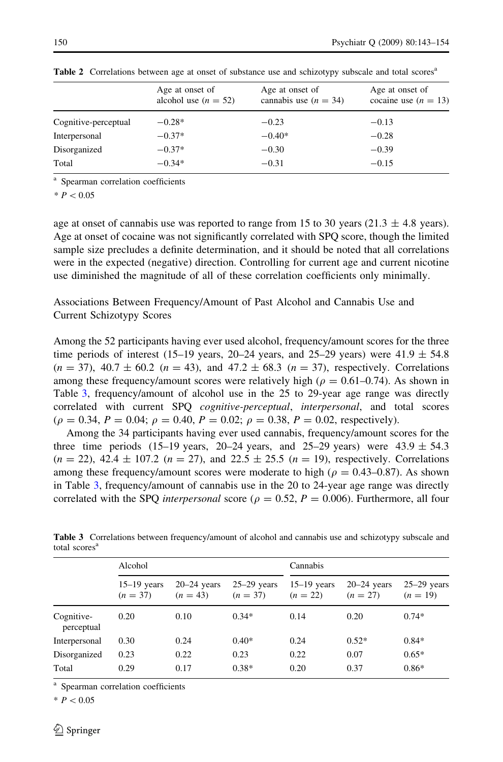**Table 2** Correlations between age at onset of substance use and schizotypy subscale and total scores[a]

| | Age at onset of alcohol use ($n = 52$) | Age at onset of cannabis use ($n = 34$) | Age at onset of cocaine use ($n = 13$) |
|---|---|---|---|
| Cognitive-perceptual | −0.28* | −0.23 | −0.13 |
| Interpersonal | −0.37* | −0.40* | −0.28 |
| Disorganized | −0.37* | −0.30 | −0.39 |
| Total | −0.34* | −0.31 | −0.15 |

[a] Spearman correlation coefficients

* $P < 0.05$

age at onset of cannabis use was reported to range from 15 to 30 years (21.3 ± 4.8 years). Age at onset of cocaine was not significantly correlated with SPQ score, though the limited sample size precludes a definite determination, and it should be noted that all correlations were in the expected (negative) direction. Controlling for current age and current nicotine use diminished the magnitude of all of these correlation coefficients only minimally.

## Associations Between Frequency/Amount of Past Alcohol and Cannabis Use and Current Schizotypy Scores

Among the 52 participants having ever used alcohol, frequency/amount scores for the three time periods of interest (15–19 years, 20–24 years, and 25–29 years) were 41.9 ± 54.8 ($n = 37$), 40.7 ± 60.2 ($n = 43$), and 47.2 ± 68.3 ($n = 37$), respectively. Correlations among these frequency/amount scores were relatively high ($\rho = 0.61$–$0.74$). As shown in Table 3, frequency/amount of alcohol use in the 25 to 29-year age range was directly correlated with current SPQ *cognitive-perceptual*, *interpersonal*, and total scores ($\rho = 0.34$, $P = 0.04$; $\rho = 0.40$, $P = 0.02$; $\rho = 0.38$, $P = 0.02$, respectively).

Among the 34 participants having ever used cannabis, frequency/amount scores for the three time periods (15–19 years, 20–24 years, and 25–29 years) were 43.9 ± 54.3 ($n = 22$), 42.4 ± 107.2 ($n = 27$), and 22.5 ± 25.5 ($n = 19$), respectively. Correlations among these frequency/amount scores were moderate to high ($\rho = 0.43$–$0.87$). As shown in Table 3, frequency/amount of cannabis use in the 20 to 24-year age range was directly correlated with the SPQ *interpersonal* score ($\rho = 0.52$, $P = 0.006$). Furthermore, all four

**Table 3** Correlations between frequency/amount of alcohol and cannabis use and schizotypy subscale and total scores[a]

| | Alcohol | | | Cannabis | | |
|---|---|---|---|---|---|---|
| | 15–19 years ($n = 37$) | 20–24 years ($n = 43$) | 25–29 years ($n = 37$) | 15–19 years ($n = 22$) | 20–24 years ($n = 27$) | 25–29 years ($n = 19$) |
| Cognitive-perceptual | 0.20 | 0.10 | 0.34* | 0.14 | 0.20 | 0.74* |
| Interpersonal | 0.30 | 0.24 | 0.40* | 0.24 | 0.52* | 0.84* |
| Disorganized | 0.23 | 0.22 | 0.23 | 0.22 | 0.07 | 0.65* |
| Total | 0.29 | 0.17 | 0.38* | 0.20 | 0.37 | 0.86* |

[a] Spearman correlation coefficients

* $P < 0.05$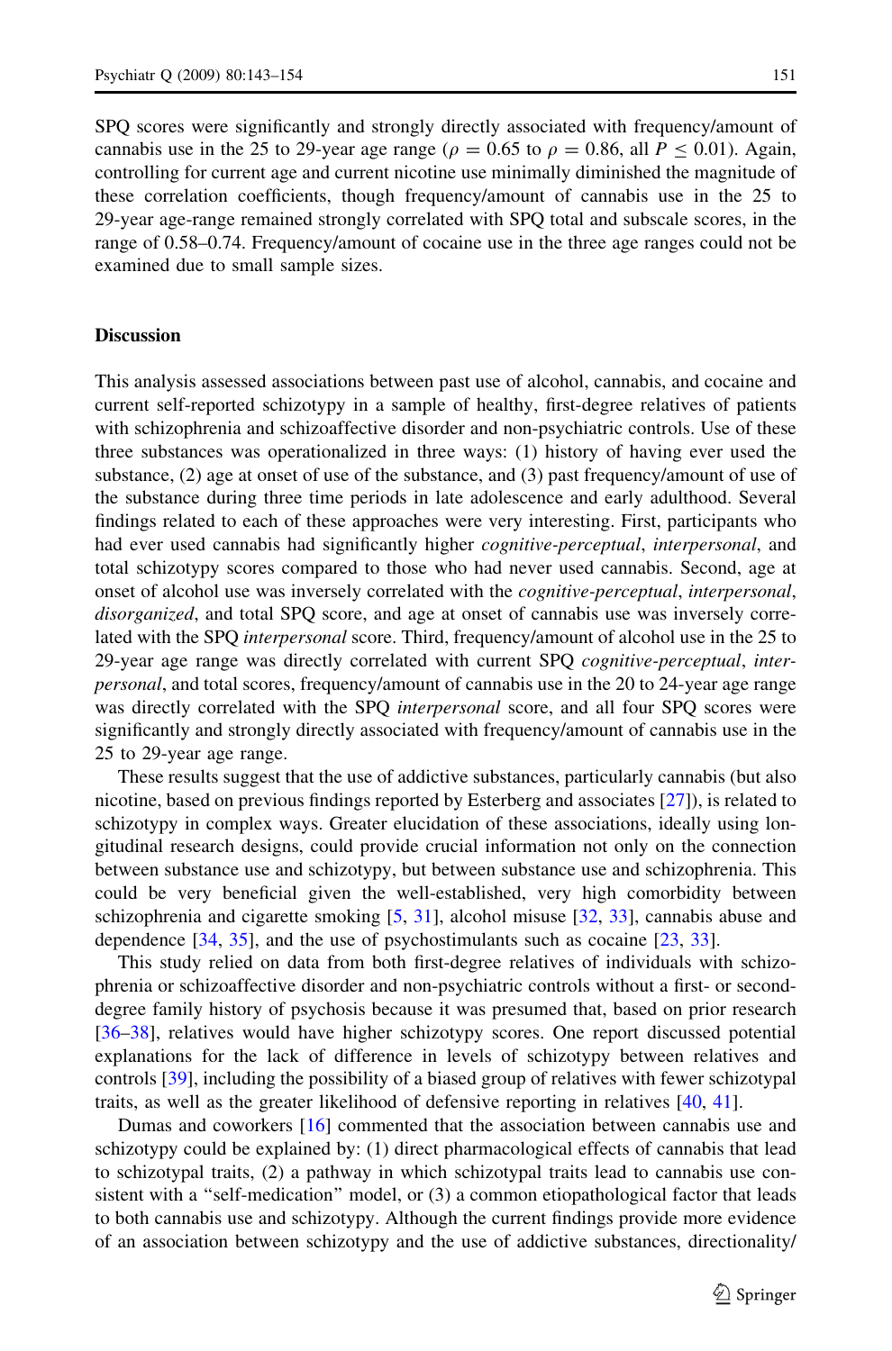SPQ scores were significantly and strongly directly associated with frequency/amount of cannabis use in the 25 to 29-year age range ($\rho = 0.65$ to $\rho = 0.86$, all $P \leq 0.01$). Again, controlling for current age and current nicotine use minimally diminished the magnitude of these correlation coefficients, though frequency/amount of cannabis use in the 25 to 29-year age-range remained strongly correlated with SPQ total and subscale scores, in the range of 0.58–0.74. Frequency/amount of cocaine use in the three age ranges could not be examined due to small sample sizes.

## Discussion

This analysis assessed associations between past use of alcohol, cannabis, and cocaine and current self-reported schizotypy in a sample of healthy, first-degree relatives of patients with schizophrenia and schizoaffective disorder and non-psychiatric controls. Use of these three substances was operationalized in three ways: (1) history of having ever used the substance, (2) age at onset of use of the substance, and (3) past frequency/amount of use of the substance during three time periods in late adolescence and early adulthood. Several findings related to each of these approaches were very interesting. First, participants who had ever used cannabis had significantly higher *cognitive-perceptual*, *interpersonal*, and total schizotypy scores compared to those who had never used cannabis. Second, age at onset of alcohol use was inversely correlated with the *cognitive-perceptual*, *interpersonal*, *disorganized*, and total SPQ score, and age at onset of cannabis use was inversely correlated with the SPQ *interpersonal* score. Third, frequency/amount of alcohol use in the 25 to 29-year age range was directly correlated with current SPQ *cognitive-perceptual*, *interpersonal*, and total scores, frequency/amount of cannabis use in the 20 to 24-year age range was directly correlated with the SPQ *interpersonal* score, and all four SPQ scores were significantly and strongly directly associated with frequency/amount of cannabis use in the 25 to 29-year age range.

These results suggest that the use of addictive substances, particularly cannabis (but also nicotine, based on previous findings reported by Esterberg and associates [27]), is related to schizotypy in complex ways. Greater elucidation of these associations, ideally using longitudinal research designs, could provide crucial information not only on the connection between substance use and schizotypy, but between substance use and schizophrenia. This could be very beneficial given the well-established, very high comorbidity between schizophrenia and cigarette smoking [5, 31], alcohol misuse [32, 33], cannabis abuse and dependence [34, 35], and the use of psychostimulants such as cocaine [23, 33].

This study relied on data from both first-degree relatives of individuals with schizophrenia or schizoaffective disorder and non-psychiatric controls without a first- or second-degree family history of psychosis because it was presumed that, based on prior research [36–38], relatives would have higher schizotypy scores. One report discussed potential explanations for the lack of difference in levels of schizotypy between relatives and controls [39], including the possibility of a biased group of relatives with fewer schizotypal traits, as well as the greater likelihood of defensive reporting in relatives [40, 41].

Dumas and coworkers [16] commented that the association between cannabis use and schizotypy could be explained by: (1) direct pharmacological effects of cannabis that lead to schizotypal traits, (2) a pathway in which schizotypal traits lead to cannabis use consistent with a "self-medication" model, or (3) a common etiopathological factor that leads to both cannabis use and schizotypy. Although the current findings provide more evidence of an association between schizotypy and the use of addictive substances, directionality/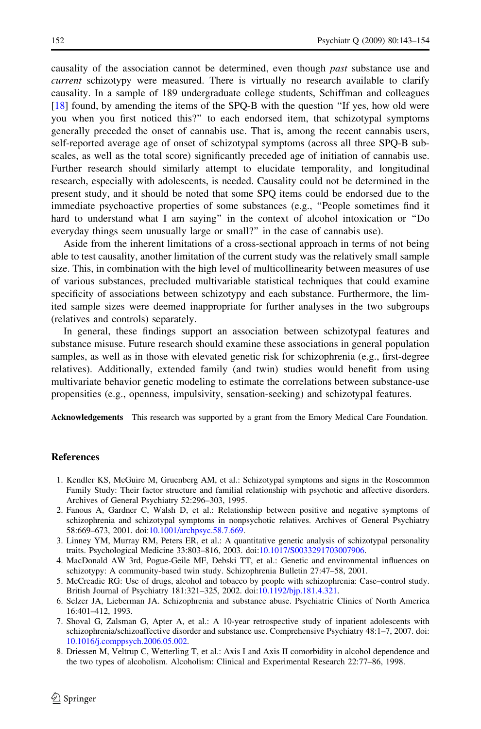causality of the association cannot be determined, even though *past* substance use and *current* schizotypy were measured. There is virtually no research available to clarify causality. In a sample of 189 undergraduate college students, Schiffman and colleagues [18] found, by amending the items of the SPQ-B with the question "If yes, how old were you when you first noticed this?" to each endorsed item, that schizotypal symptoms generally preceded the onset of cannabis use. That is, among the recent cannabis users, self-reported average age of onset of schizotypal symptoms (across all three SPQ-B subscales, as well as the total score) significantly preceded age of initiation of cannabis use. Further research should similarly attempt to elucidate temporality, and longitudinal research, especially with adolescents, is needed. Causality could not be determined in the present study, and it should be noted that some SPQ items could be endorsed due to the immediate psychoactive properties of some substances (e.g., "People sometimes find it hard to understand what I am saying" in the context of alcohol intoxication or "Do everyday things seem unusually large or small?" in the case of cannabis use).

Aside from the inherent limitations of a cross-sectional approach in terms of not being able to test causality, another limitation of the current study was the relatively small sample size. This, in combination with the high level of multicollinearity between measures of use of various substances, precluded multivariable statistical techniques that could examine specificity of associations between schizotypy and each substance. Furthermore, the limited sample sizes were deemed inappropriate for further analyses in the two subgroups (relatives and controls) separately.

In general, these findings support an association between schizotypal features and substance misuse. Future research should examine these associations in general population samples, as well as in those with elevated genetic risk for schizophrenia (e.g., first-degree relatives). Additionally, extended family (and twin) studies would benefit from using multivariate behavior genetic modeling to estimate the correlations between substance-use propensities (e.g., openness, impulsivity, sensation-seeking) and schizotypal features.

**Acknowledgements** This research was supported by a grant from the Emory Medical Care Foundation.

## References

1. Kendler KS, McGuire M, Gruenberg AM, et al.: Schizotypal symptoms and signs in the Roscommon Family Study: Their factor structure and familial relationship with psychotic and affective disorders. Archives of General Psychiatry 52:296–303, 1995.
2. Fanous A, Gardner C, Walsh D, et al.: Relationship between positive and negative symptoms of schizophrenia and schizotypal symptoms in nonpsychotic relatives. Archives of General Psychiatry 58:669–673, 2001. doi:10.1001/archpsyc.58.7.669.
3. Linney YM, Murray RM, Peters ER, et al.: A quantitative genetic analysis of schizotypal personality traits. Psychological Medicine 33:803–816, 2003. doi:10.1017/S0033291703007906.
4. MacDonald AW 3rd, Pogue-Geile MF, Debski TT, et al.: Genetic and environmental influences on schizotypy: A community-based twin study. Schizophrenia Bulletin 27:47–58, 2001.
5. McCreadie RG: Use of drugs, alcohol and tobacco by people with schizophrenia: Case–control study. British Journal of Psychiatry 181:321–325, 2002. doi:10.1192/bjp.181.4.321.
6. Selzer JA, Lieberman JA. Schizophrenia and substance abuse. Psychiatric Clinics of North America 16:401–412, 1993.
7. Shoval G, Zalsman G, Apter A, et al.: A 10-year retrospective study of inpatient adolescents with schizophrenia/schizoaffective disorder and substance use. Comprehensive Psychiatry 48:1–7, 2007. doi:10.1016/j.comppsych.2006.05.002.
8. Driessen M, Veltrup C, Wetterling T, et al.: Axis I and Axis II comorbidity in alcohol dependence and the two types of alcoholism. Alcoholism: Clinical and Experimental Research 22:77–86, 1998.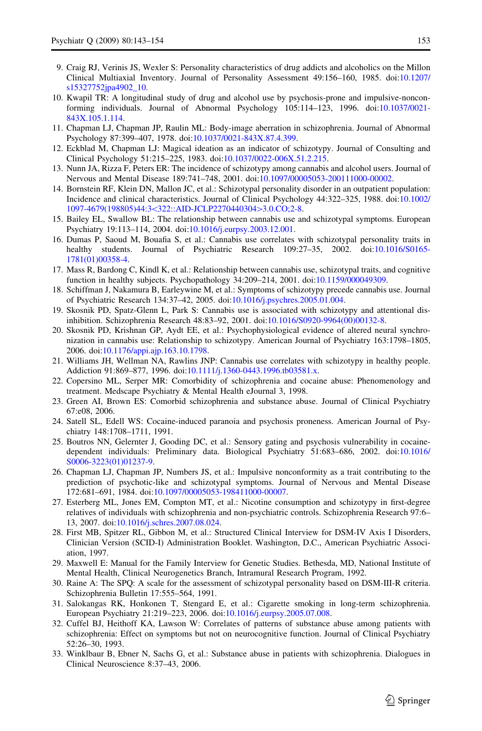9. Craig RJ, Verinis JS, Wexler S: Personality characteristics of drug addicts and alcoholics on the Millon Clinical Multiaxial Inventory. Journal of Personality Assessment 49:156–160, 1985. doi:10.1207/s15327752jpa4902_10.
10. Kwapil TR: A longitudinal study of drug and alcohol use by psychosis-prone and impulsive-nonconforming individuals. Journal of Abnormal Psychology 105:114–123, 1996. doi:10.1037/0021-843X.105.1.114.
11. Chapman LJ, Chapman JP, Raulin ML: Body-image aberration in schizophrenia. Journal of Abnormal Psychology 87:399–407, 1978. doi:10.1037/0021-843X.87.4.399.
12. Eckblad M, Chapman LJ: Magical ideation as an indicator of schizotypy. Journal of Consulting and Clinical Psychology 51:215–225, 1983. doi:10.1037/0022-006X.51.2.215.
13. Nunn JA, Rizza F, Peters ER: The incidence of schizotypy among cannabis and alcohol users. Journal of Nervous and Mental Disease 189:741–748, 2001. doi:10.1097/00005053-200111000-00002.
14. Bornstein RF, Klein DN, Mallon JC, et al.: Schizotypal personality disorder in an outpatient population: Incidence and clinical characteristics. Journal of Clinical Psychology 44:322–325, 1988. doi:10.1002/1097-4679(198805)44:3<322::AID-JCLP2270440304>3.0.CO;2-8.
15. Bailey EL, Swallow BL: The relationship between cannabis use and schizotypal symptoms. European Psychiatry 19:113–114, 2004. doi:10.1016/j.eurpsy.2003.12.001.
16. Dumas P, Saoud M, Bouafia S, et al.: Cannabis use correlates with schizotypal personality traits in healthy students. Journal of Psychiatric Research 109:27–35, 2002. doi:10.1016/S0165-1781(01)00358-4.
17. Mass R, Bardong C, Kindl K, et al.: Relationship between cannabis use, schizotypal traits, and cognitive function in healthy subjects. Psychopathology 34:209–214, 2001. doi:10.1159/000049309.
18. Schiffman J, Nakamura B, Earleywine M, et al.: Symptoms of schizotypy precede cannabis use. Journal of Psychiatric Research 134:37–42, 2005. doi:10.1016/j.psychres.2005.01.004.
19. Skosnik PD, Spatz-Glenn L, Park S: Cannabis use is associated with schizotypy and attentional disinhibition. Schizophrenia Research 48:83–92, 2001. doi:10.1016/S0920-9964(00)00132-8.
20. Skosnik PD, Krishnan GP, Aydt EE, et al.: Psychophysiological evidence of altered neural synchronization in cannabis use: Relationship to schizotypy. American Journal of Psychiatry 163:1798–1805, 2006. doi:10.1176/appi.ajp.163.10.1798.
21. Williams JH, Wellman NA, Rawlins JNP: Cannabis use correlates with schizotypy in healthy people. Addiction 91:869–877, 1996. doi:10.1111/j.1360-0443.1996.tb03581.x.
22. Copersino ML, Serper MR: Comorbidity of schizophrenia and cocaine abuse: Phenomenology and treatment. Medscape Psychiatry & Mental Health eJournal 3, 1998.
23. Green AI, Brown ES: Comorbid schizophrenia and substance abuse. Journal of Clinical Psychiatry 67:e08, 2006.
24. Satell SL, Edell WS: Cocaine-induced paranoia and psychosis proneness. American Journal of Psychiatry 148:1708–1711, 1991.
25. Boutros NN, Gelernter J, Gooding DC, et al.: Sensory gating and psychosis vulnerability in cocaine-dependent individuals: Preliminary data. Biological Psychiatry 51:683–686, 2002. doi:10.1016/S0006-3223(01)01237-9.
26. Chapman LJ, Chapman JP, Numbers JS, et al.: Impulsive nonconformity as a trait contributing to the prediction of psychotic-like and schizotypal symptoms. Journal of Nervous and Mental Disease 172:681–691, 1984. doi:10.1097/00005053-198411000-00007.
27. Esterberg ML, Jones EM, Compton MT, et al.: Nicotine consumption and schizotypy in first-degree relatives of individuals with schizophrenia and non-psychiatric controls. Schizophrenia Research 97:6–13, 2007. doi:10.1016/j.schres.2007.08.024.
28. First MB, Spitzer RL, Gibbon M, et al.: Structured Clinical Interview for DSM-IV Axis I Disorders, Clinician Version (SCID-I) Administration Booklet. Washington, D.C., American Psychiatric Association, 1997.
29. Maxwell E: Manual for the Family Interview for Genetic Studies. Bethesda, MD, National Institute of Mental Health, Clinical Neurogenetics Branch, Intramural Research Program, 1992.
30. Raine A: The SPQ: A scale for the assessment of schizotypal personality based on DSM-III-R criteria. Schizophrenia Bulletin 17:555–564, 1991.
31. Salokangas RK, Honkonen T, Stengard E, et al.: Cigarette smoking in long-term schizophrenia. European Psychiatry 21:219–223, 2006. doi:10.1016/j.eurpsy.2005.07.008.
32. Cuffel BJ, Heithoff KA, Lawson W: Correlates of patterns of substance abuse among patients with schizophrenia: Effect on symptoms but not on neurocognitive function. Journal of Clinical Psychiatry 52:26–30, 1993.
33. Winklbaur B, Ebner N, Sachs G, et al.: Substance abuse in patients with schizophrenia. Dialogues in Clinical Neuroscience 8:37–43, 2006.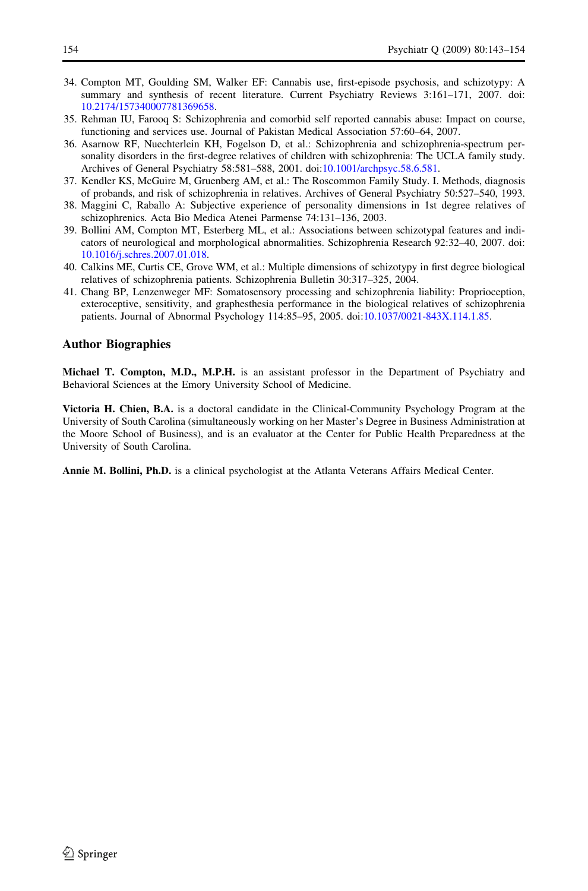34. Compton MT, Goulding SM, Walker EF: Cannabis use, first-episode psychosis, and schizotypy: A summary and synthesis of recent literature. Current Psychiatry Reviews 3:161–171, 2007. doi: 10.2174/157340007781369658.
35. Rehman IU, Farooq S: Schizophrenia and comorbid self reported cannabis abuse: Impact on course, functioning and services use. Journal of Pakistan Medical Association 57:60–64, 2007.
36. Asarnow RF, Nuechterlein KH, Fogelson D, et al.: Schizophrenia and schizophrenia-spectrum personality disorders in the first-degree relatives of children with schizophrenia: The UCLA family study. Archives of General Psychiatry 58:581–588, 2001. doi:10.1001/archpsyc.58.6.581.
37. Kendler KS, McGuire M, Gruenberg AM, et al.: The Roscommon Family Study. I. Methods, diagnosis of probands, and risk of schizophrenia in relatives. Archives of General Psychiatry 50:527–540, 1993.
38. Maggini C, Raballo A: Subjective experience of personality dimensions in 1st degree relatives of schizophrenics. Acta Bio Medica Atenei Parmense 74:131–136, 2003.
39. Bollini AM, Compton MT, Esterberg ML, et al.: Associations between schizotypal features and indicators of neurological and morphological abnormalities. Schizophrenia Research 92:32–40, 2007. doi: 10.1016/j.schres.2007.01.018.
40. Calkins ME, Curtis CE, Grove WM, et al.: Multiple dimensions of schizotypy in first degree biological relatives of schizophrenia patients. Schizophrenia Bulletin 30:317–325, 2004.
41. Chang BP, Lenzenweger MF: Somatosensory processing and schizophrenia liability: Proprioception, exteroceptive, sensitivity, and graphesthesia performance in the biological relatives of schizophrenia patients. Journal of Abnormal Psychology 114:85–95, 2005. doi:10.1037/0021-843X.114.1.85.

## Author Biographies

**Michael T. Compton, M.D., M.P.H.** is an assistant professor in the Department of Psychiatry and Behavioral Sciences at the Emory University School of Medicine.

**Victoria H. Chien, B.A.** is a doctoral candidate in the Clinical-Community Psychology Program at the University of South Carolina (simultaneously working on her Master's Degree in Business Administration at the Moore School of Business), and is an evaluator at the Center for Public Health Preparedness at the University of South Carolina.

**Annie M. Bollini, Ph.D.** is a clinical psychologist at the Atlanta Veterans Affairs Medical Center.